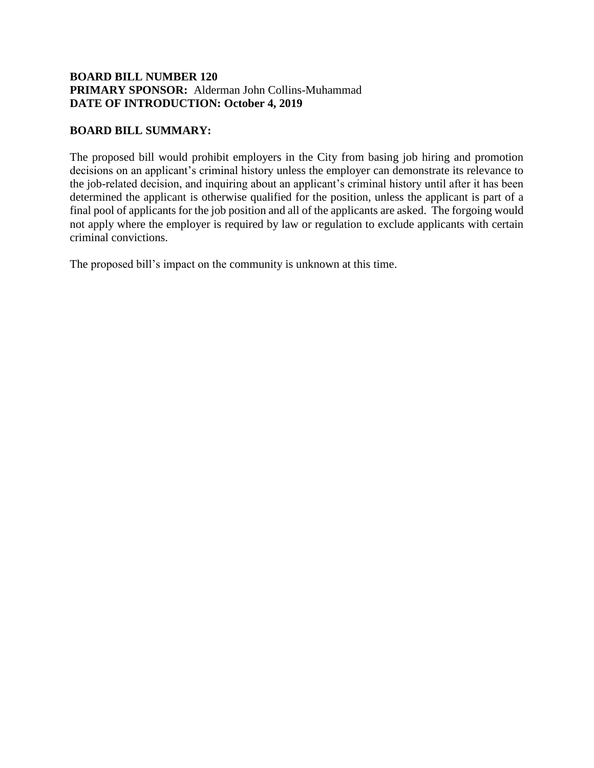**BOARD BILL NUMBER 120**
**PRIMARY SPONSOR:** Alderman John Collins-Muhammad
**DATE OF INTRODUCTION: October 4, 2019**

**BOARD BILL SUMMARY:**

The proposed bill would prohibit employers in the City from basing job hiring and promotion decisions on an applicant's criminal history unless the employer can demonstrate its relevance to the job-related decision, and inquiring about an applicant's criminal history until after it has been determined the applicant is otherwise qualified for the position, unless the applicant is part of a final pool of applicants for the job position and all of the applicants are asked. The forgoing would not apply where the employer is required by law or regulation to exclude applicants with certain criminal convictions.

The proposed bill's impact on the community is unknown at this time.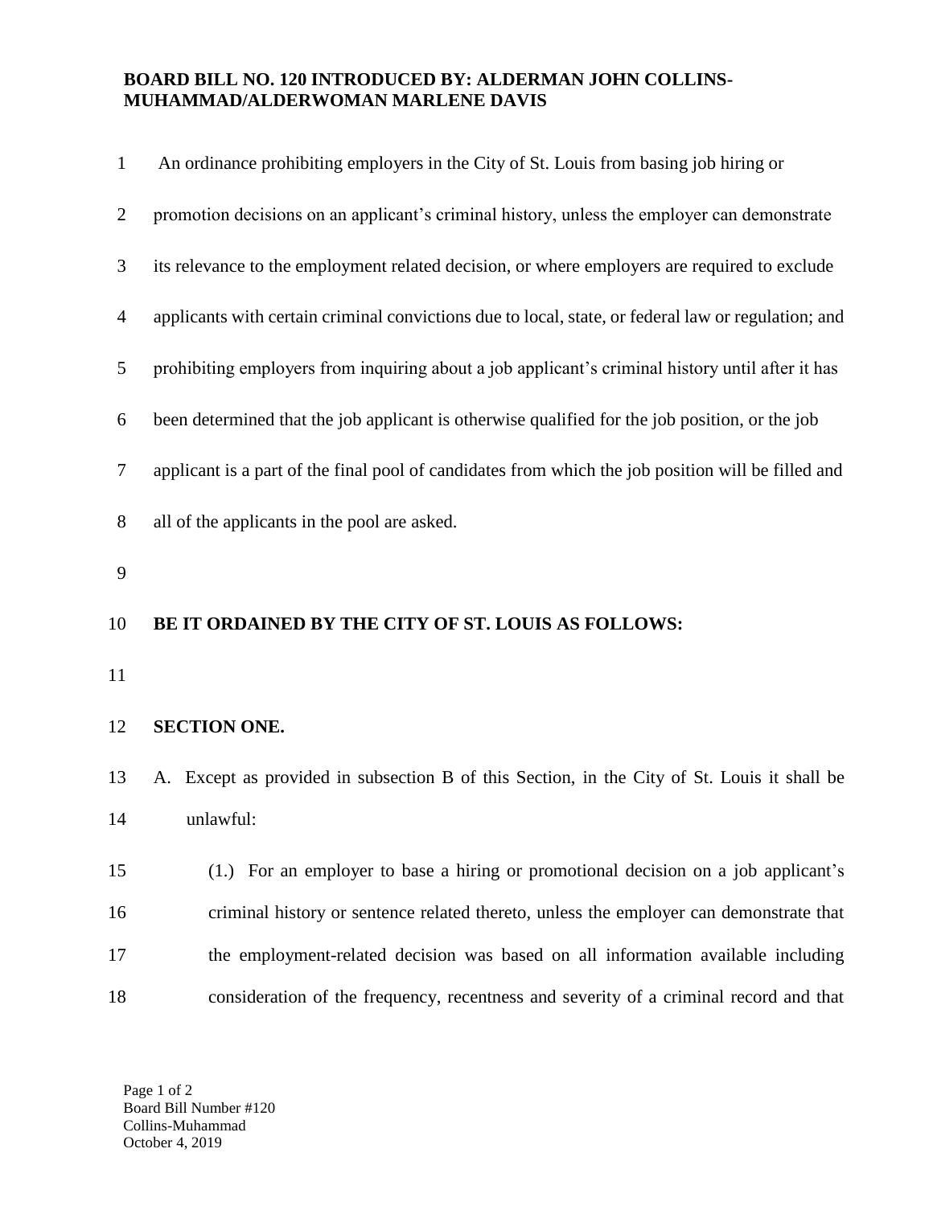**BOARD BILL NO. 120 INTRODUCED BY: ALDERMAN JOHN COLLINS-MUHAMMAD/ALDERWOMAN MARLENE DAVIS**

An ordinance prohibiting employers in the City of St. Louis from basing job hiring or promotion decisions on an applicant's criminal history, unless the employer can demonstrate its relevance to the employment related decision, or where employers are required to exclude applicants with certain criminal convictions due to local, state, or federal law or regulation; and prohibiting employers from inquiring about a job applicant's criminal history until after it has been determined that the job applicant is otherwise qualified for the job position, or the job applicant is a part of the final pool of candidates from which the job position will be filled and all of the applicants in the pool are asked.

**BE IT ORDAINED BY THE CITY OF ST. LOUIS AS FOLLOWS:**

**SECTION ONE.**

A. Except as provided in subsection B of this Section, in the City of St. Louis it shall be unlawful:

(1.) For an employer to base a hiring or promotional decision on a job applicant's criminal history or sentence related thereto, unless the employer can demonstrate that the employment-related decision was based on all information available including consideration of the frequency, recentness and severity of a criminal record and that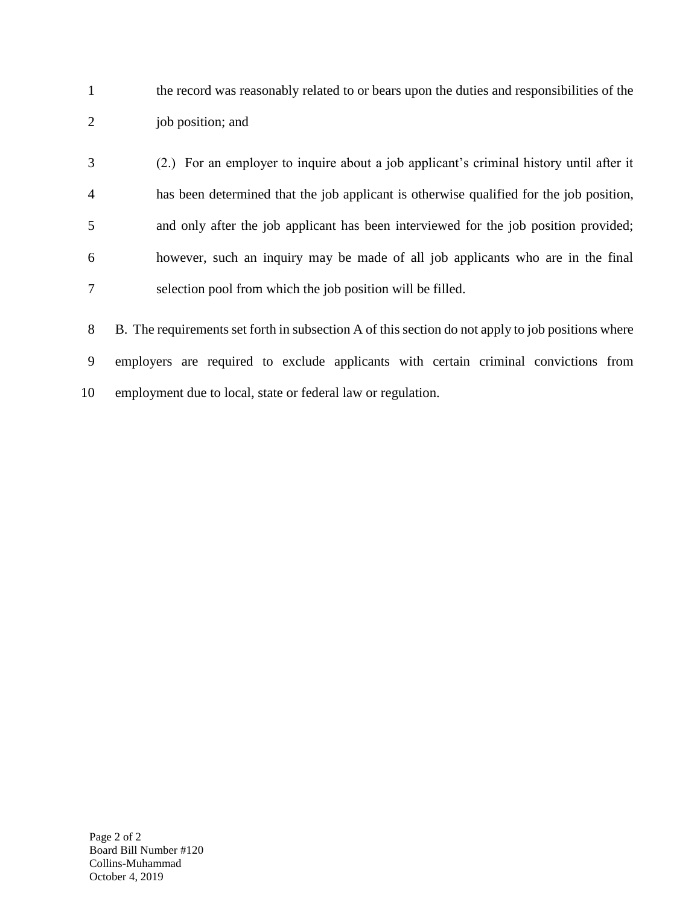the record was reasonably related to or bears upon the duties and responsibilities of the job position; and

(2.) For an employer to inquire about a job applicant's criminal history until after it has been determined that the job applicant is otherwise qualified for the job position, and only after the job applicant has been interviewed for the job position provided; however, such an inquiry may be made of all job applicants who are in the final selection pool from which the job position will be filled.

B. The requirements set forth in subsection A of this section do not apply to job positions where employers are required to exclude applicants with certain criminal convictions from employment due to local, state or federal law or regulation.

Board Bill Number #120
Collins-Muhammad
October 4, 2019